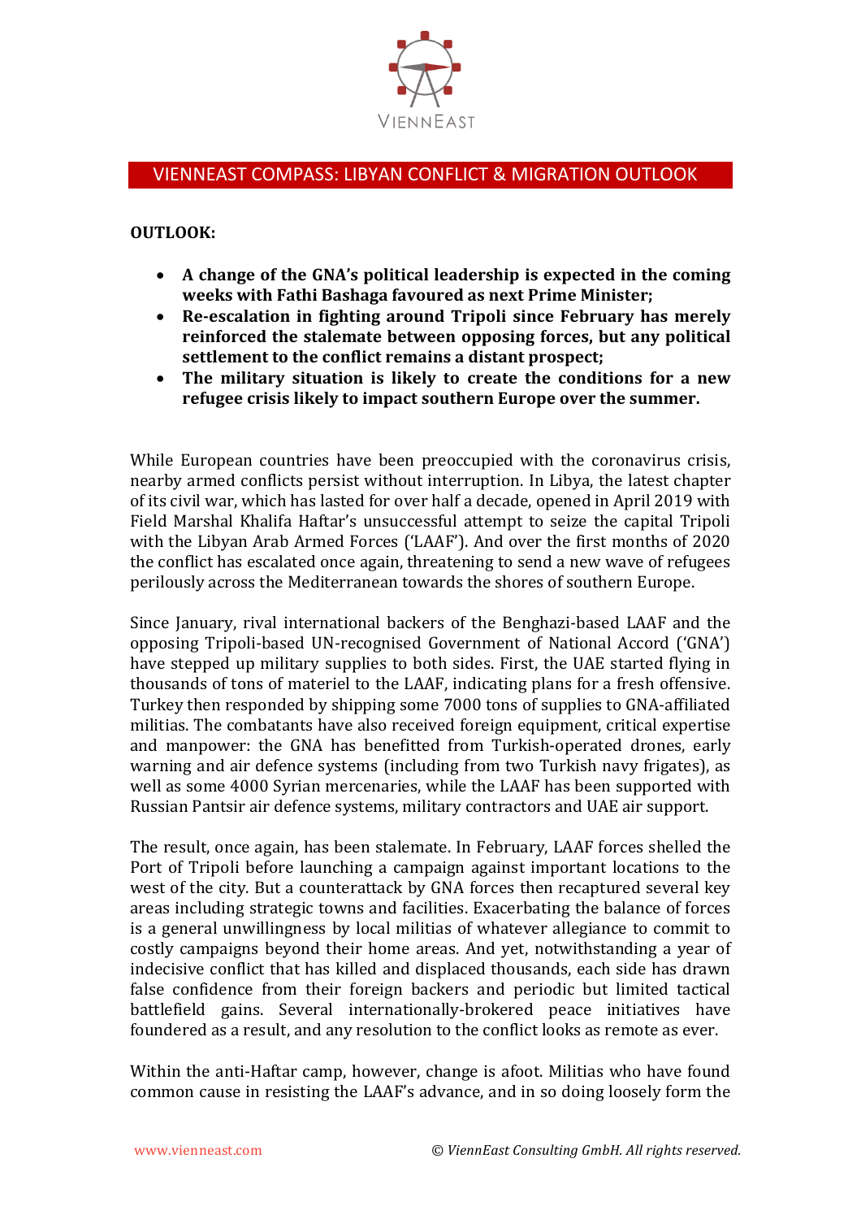# VIENNEAST COMPASS: LIBYAN CONFLICT & MIGRATION OUTLOOK

**OUTLOOK:**

- **A change of the GNA's political leadership is expected in the coming weeks with Fathi Bashaga favoured as next Prime Minister;**
- **Re-escalation in fighting around Tripoli since February has merely reinforced the stalemate between opposing forces, but any political settlement to the conflict remains a distant prospect;**
- **The military situation is likely to create the conditions for a new refugee crisis likely to impact southern Europe over the summer.**

While European countries have been preoccupied with the coronavirus crisis, nearby armed conflicts persist without interruption. In Libya, the latest chapter of its civil war, which has lasted for over half a decade, opened in April 2019 with Field Marshal Khalifa Haftar's unsuccessful attempt to seize the capital Tripoli with the Libyan Arab Armed Forces ('LAAF'). And over the first months of 2020 the conflict has escalated once again, threatening to send a new wave of refugees perilously across the Mediterranean towards the shores of southern Europe.

Since January, rival international backers of the Benghazi-based LAAF and the opposing Tripoli-based UN-recognised Government of National Accord ('GNA') have stepped up military supplies to both sides. First, the UAE started flying in thousands of tons of materiel to the LAAF, indicating plans for a fresh offensive. Turkey then responded by shipping some 7000 tons of supplies to GNA-affiliated militias. The combatants have also received foreign equipment, critical expertise and manpower: the GNA has benefitted from Turkish-operated drones, early warning and air defence systems (including from two Turkish navy frigates), as well as some 4000 Syrian mercenaries, while the LAAF has been supported with Russian Pantsir air defence systems, military contractors and UAE air support.

The result, once again, has been stalemate. In February, LAAF forces shelled the Port of Tripoli before launching a campaign against important locations to the west of the city. But a counterattack by GNA forces then recaptured several key areas including strategic towns and facilities. Exacerbating the balance of forces is a general unwillingness by local militias of whatever allegiance to commit to costly campaigns beyond their home areas. And yet, notwithstanding a year of indecisive conflict that has killed and displaced thousands, each side has drawn false confidence from their foreign backers and periodic but limited tactical battlefield gains. Several internationally-brokered peace initiatives have foundered as a result, and any resolution to the conflict looks as remote as ever.

Within the anti-Haftar camp, however, change is afoot. Militias who have found common cause in resisting the LAAF's advance, and in so doing loosely form the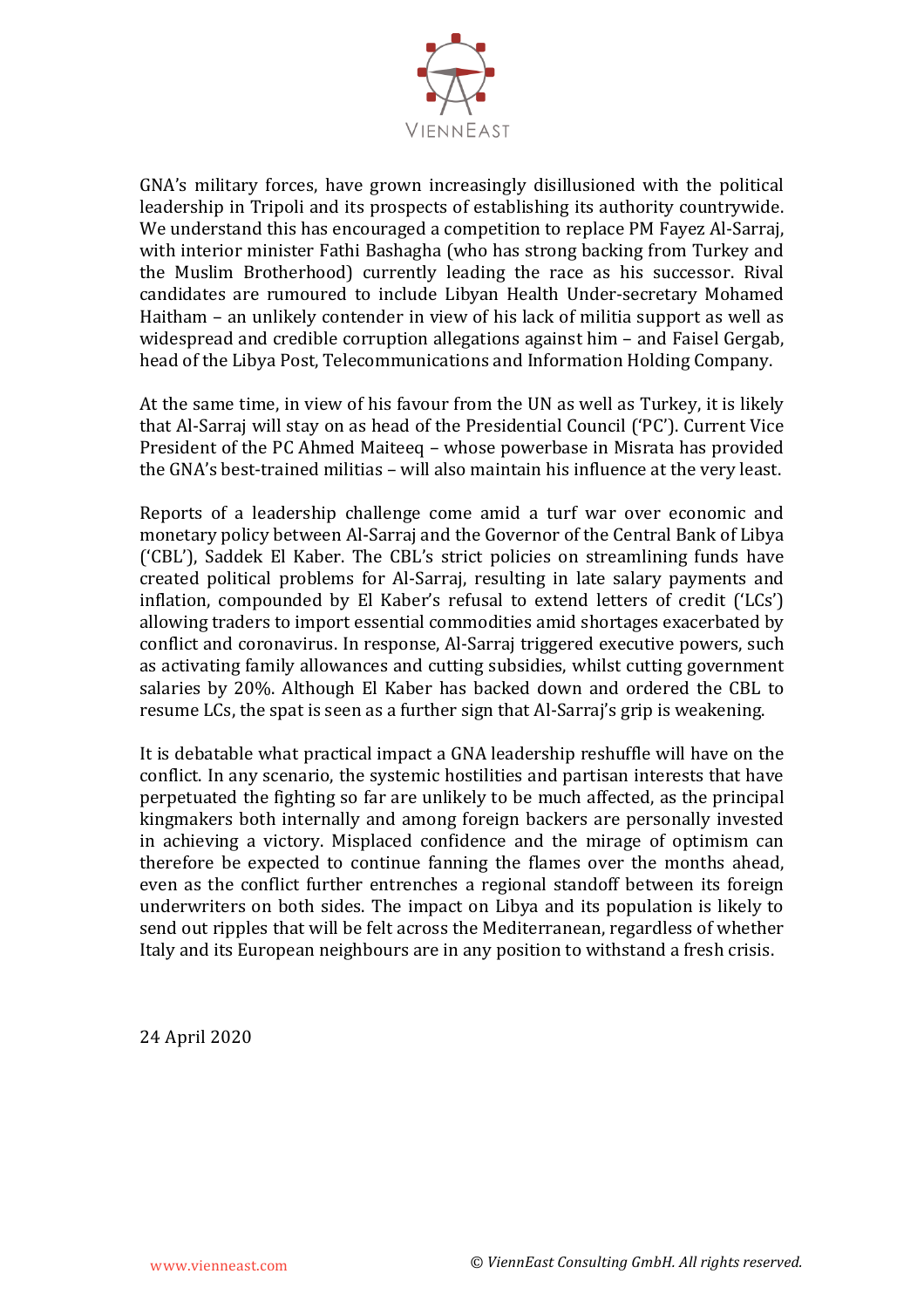GNA's military forces, have grown increasingly disillusioned with the political leadership in Tripoli and its prospects of establishing its authority countrywide. We understand this has encouraged a competition to replace PM Fayez Al-Sarraj, with interior minister Fathi Bashagha (who has strong backing from Turkey and the Muslim Brotherhood) currently leading the race as his successor. Rival candidates are rumoured to include Libyan Health Under-secretary Mohamed Haitham – an unlikely contender in view of his lack of militia support as well as widespread and credible corruption allegations against him – and Faisel Gergab, head of the Libya Post, Telecommunications and Information Holding Company.

At the same time, in view of his favour from the UN as well as Turkey, it is likely that Al-Sarraj will stay on as head of the Presidential Council ('PC'). Current Vice President of the PC Ahmed Maiteeq – whose powerbase in Misrata has provided the GNA's best-trained militias – will also maintain his influence at the very least.

Reports of a leadership challenge come amid a turf war over economic and monetary policy between Al-Sarraj and the Governor of the Central Bank of Libya ('CBL'), Saddek El Kaber. The CBL's strict policies on streamlining funds have created political problems for Al-Sarraj, resulting in late salary payments and inflation, compounded by El Kaber's refusal to extend letters of credit ('LCs') allowing traders to import essential commodities amid shortages exacerbated by conflict and coronavirus. In response, Al-Sarraj triggered executive powers, such as activating family allowances and cutting subsidies, whilst cutting government salaries by 20%. Although El Kaber has backed down and ordered the CBL to resume LCs, the spat is seen as a further sign that Al-Sarraj's grip is weakening.

It is debatable what practical impact a GNA leadership reshuffle will have on the conflict. In any scenario, the systemic hostilities and partisan interests that have perpetuated the fighting so far are unlikely to be much affected, as the principal kingmakers both internally and among foreign backers are personally invested in achieving a victory. Misplaced confidence and the mirage of optimism can therefore be expected to continue fanning the flames over the months ahead, even as the conflict further entrenches a regional standoff between its foreign underwriters on both sides. The impact on Libya and its population is likely to send out ripples that will be felt across the Mediterranean, regardless of whether Italy and its European neighbours are in any position to withstand a fresh crisis.

24 April 2020